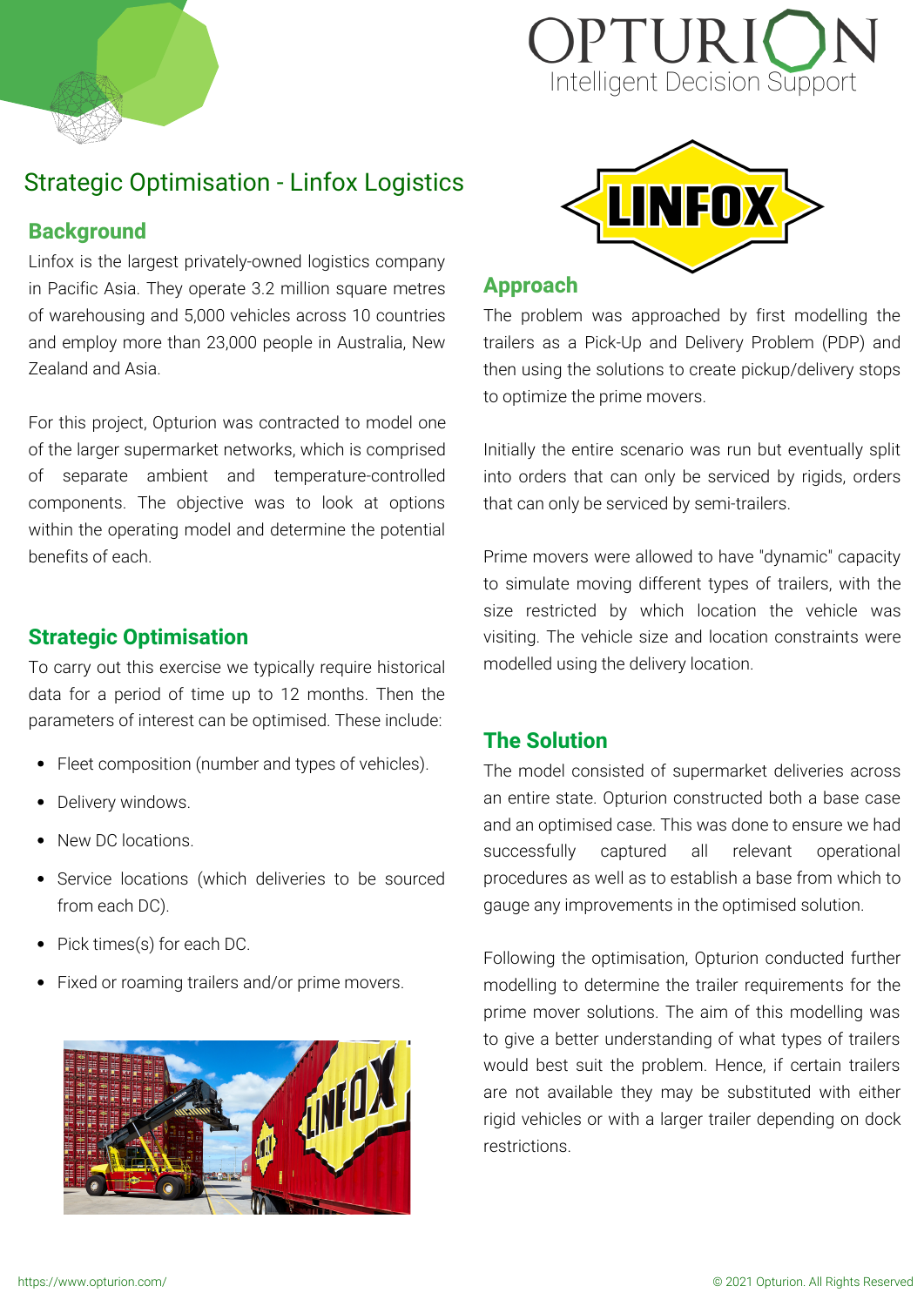# Strategic Optimisation - Linfox Logistics

## Background

Linfox is the largest privately-owned logistics company in Pacific Asia. They operate 3.2 million square metres of warehousing and 5,000 vehicles across 10 countries and employ more than 23,000 people in Australia, New Zealand and Asia.

For this project, Opturion was contracted to model one of the larger supermarket networks, which is comprised of separate ambient and temperature-controlled components. The objective was to look at options within the operating model and determine the potential benefits of each.

## Strategic Optimisation

To carry out this exercise we typically require historical data for a period of time up to 12 months. Then the parameters of interest can be optimised. These include:

- Fleet composition (number and types of vehicles).
- Delivery windows.
- New DC locations.
- Service locations (which deliveries to be sourced from each DC).
- Pick times(s) for each DC.
- Fixed or roaming trailers and/or prime movers.

## Approach

The problem was approached by first modelling the trailers as a Pick-Up and Delivery Problem (PDP) and then using the solutions to create pickup/delivery stops to optimize the prime movers.

Initially the entire scenario was run but eventually split into orders that can only be serviced by rigids, orders that can only be serviced by semi-trailers.

Prime movers were allowed to have "dynamic" capacity to simulate moving different types of trailers, with the size restricted by which location the vehicle was visiting. The vehicle size and location constraints were modelled using the delivery location.

## The Solution

The model consisted of supermarket deliveries across an entire state. Opturion constructed both a base case and an optimised case. This was done to ensure we had successfully captured all relevant operational procedures as well as to establish a base from which to gauge any improvements in the optimised solution.

Following the optimisation, Opturion conducted further modelling to determine the trailer requirements for the prime mover solutions. The aim of this modelling was to give a better understanding of what types of trailers would best suit the problem. Hence, if certain trailers are not available they may be substituted with either rigid vehicles or with a larger trailer depending on dock restrictions.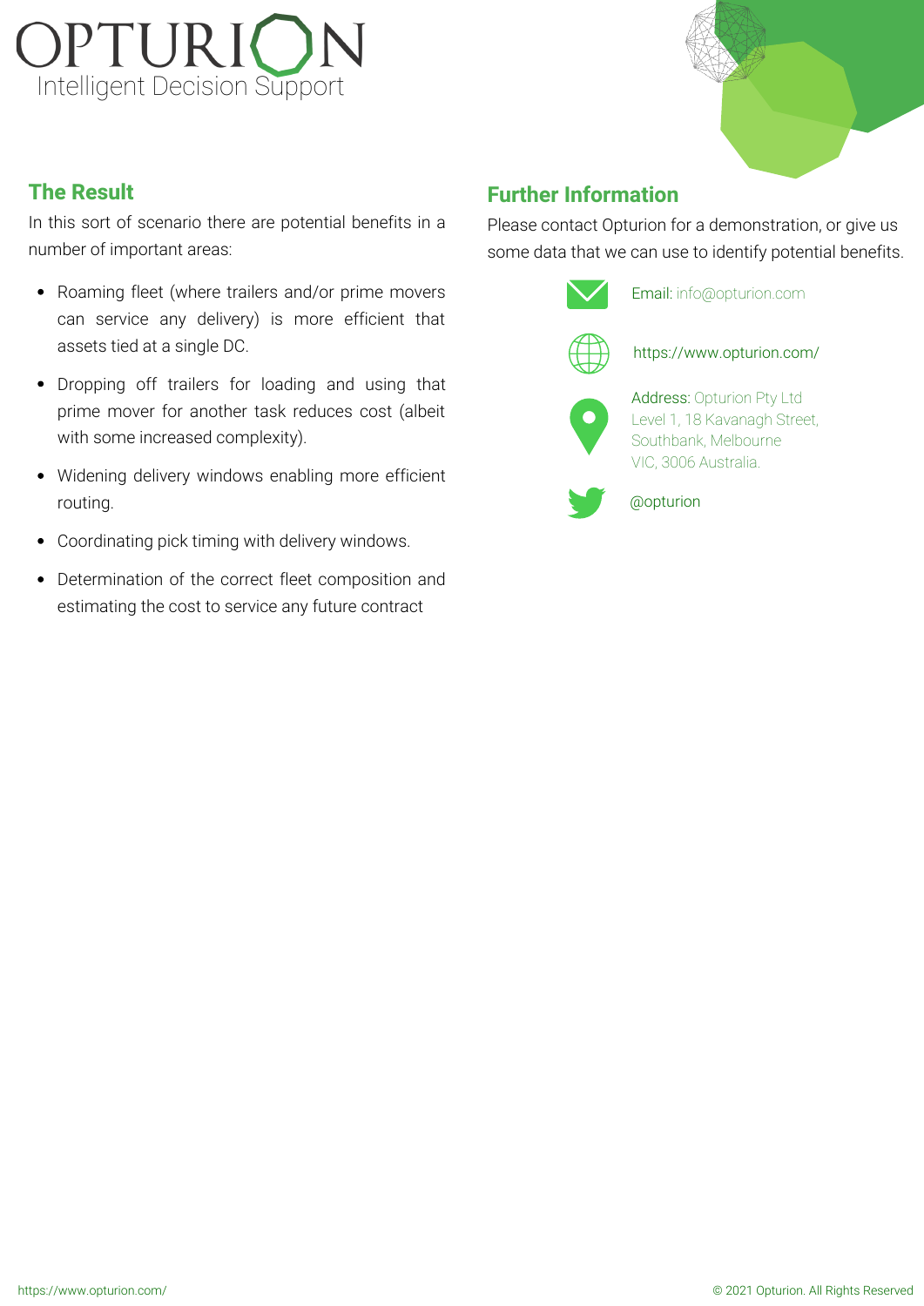OPTURION
Intelligent Decision Support

## The Result

In this sort of scenario there are potential benefits in a number of important areas:

- Roaming fleet (where trailers and/or prime movers can service any delivery) is more efficient that assets tied at a single DC.
- Dropping off trailers for loading and using that prime mover for another task reduces cost (albeit with some increased complexity).
- Widening delivery windows enabling more efficient routing.
- Coordinating pick timing with delivery windows.
- Determination of the correct fleet composition and estimating the cost to service any future contract

## Further Information

Please contact Opturion for a demonstration, or give us some data that we can use to identify potential benefits.

Email: info@opturion.com

https://www.opturion.com/

Address: Opturion Pty Ltd
Level 1, 18 Kavanagh Street,
Southbank, Melbourne
VIC, 3006 Australia.

@opturion